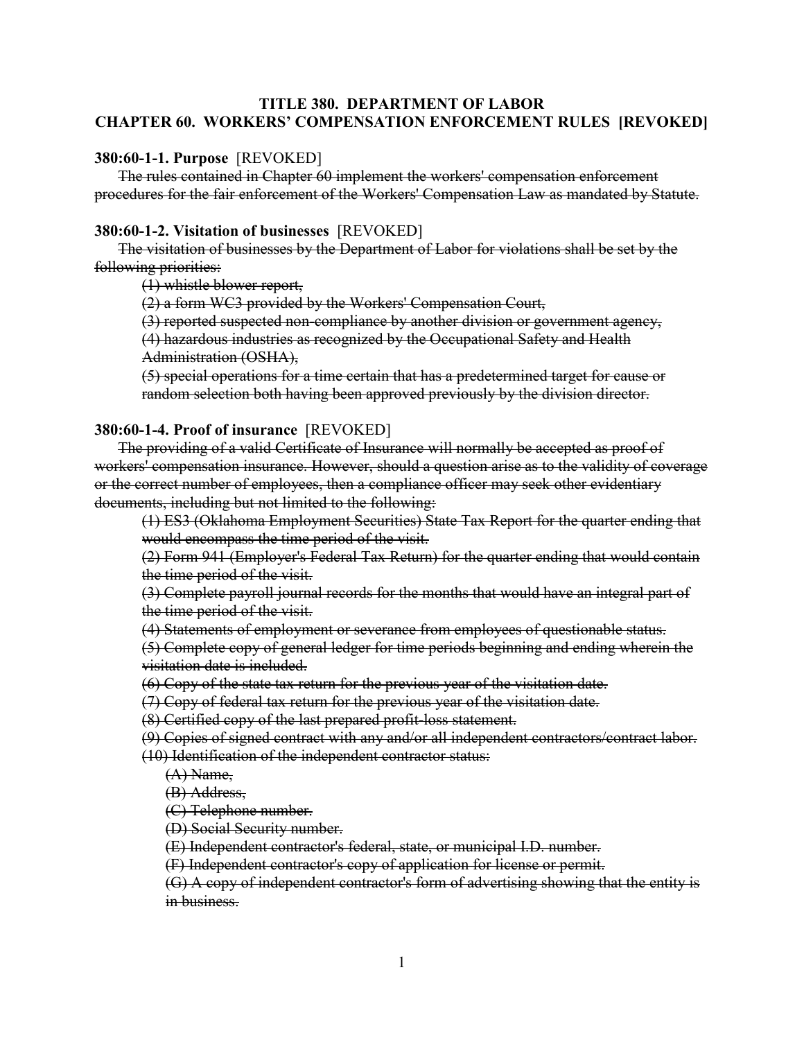# TITLE 380. DEPARTMENT OF LABOR
# CHAPTER 60. WORKERS' COMPENSATION ENFORCEMENT RULES [REVOKED]

**380:60-1-1. Purpose** [REVOKED]

~~The rules contained in Chapter 60 implement the workers' compensation enforcement procedures for the fair enforcement of the Workers' Compensation Law as mandated by Statute.~~

**380:60-1-2. Visitation of businesses** [REVOKED]

~~The visitation of businesses by the Department of Labor for violations shall be set by the following priorities:~~

~~(1) whistle blower report,~~

~~(2) a form WC3 provided by the Workers' Compensation Court,~~

~~(3) reported suspected non-compliance by another division or government agency,~~

~~(4) hazardous industries as recognized by the Occupational Safety and Health Administration (OSHA),~~

~~(5) special operations for a time certain that has a predetermined target for cause or random selection both having been approved previously by the division director.~~

**380:60-1-4. Proof of insurance** [REVOKED]

~~The providing of a valid Certificate of Insurance will normally be accepted as proof of workers' compensation insurance. However, should a question arise as to the validity of coverage or the correct number of employees, then a compliance officer may seek other evidentiary documents, including but not limited to the following:~~

~~(1) ES3 (Oklahoma Employment Securities) State Tax Report for the quarter ending that would encompass the time period of the visit.~~

~~(2) Form 941 (Employer's Federal Tax Return) for the quarter ending that would contain the time period of the visit.~~

~~(3) Complete payroll journal records for the months that would have an integral part of the time period of the visit.~~

~~(4) Statements of employment or severance from employees of questionable status.~~

~~(5) Complete copy of general ledger for time periods beginning and ending wherein the visitation date is included.~~

~~(6) Copy of the state tax return for the previous year of the visitation date.~~

~~(7) Copy of federal tax return for the previous year of the visitation date.~~

~~(8) Certified copy of the last prepared profit-loss statement.~~

~~(9) Copies of signed contract with any and/or all independent contractors/contract labor.~~

~~(10) Identification of the independent contractor status:~~

~~(A) Name,~~

~~(B) Address,~~

~~(C) Telephone number.~~

~~(D) Social Security number.~~

~~(E) Independent contractor's federal, state, or municipal I.D. number.~~

~~(F) Independent contractor's copy of application for license or permit.~~

~~(G) A copy of independent contractor's form of advertising showing that the entity is in business.~~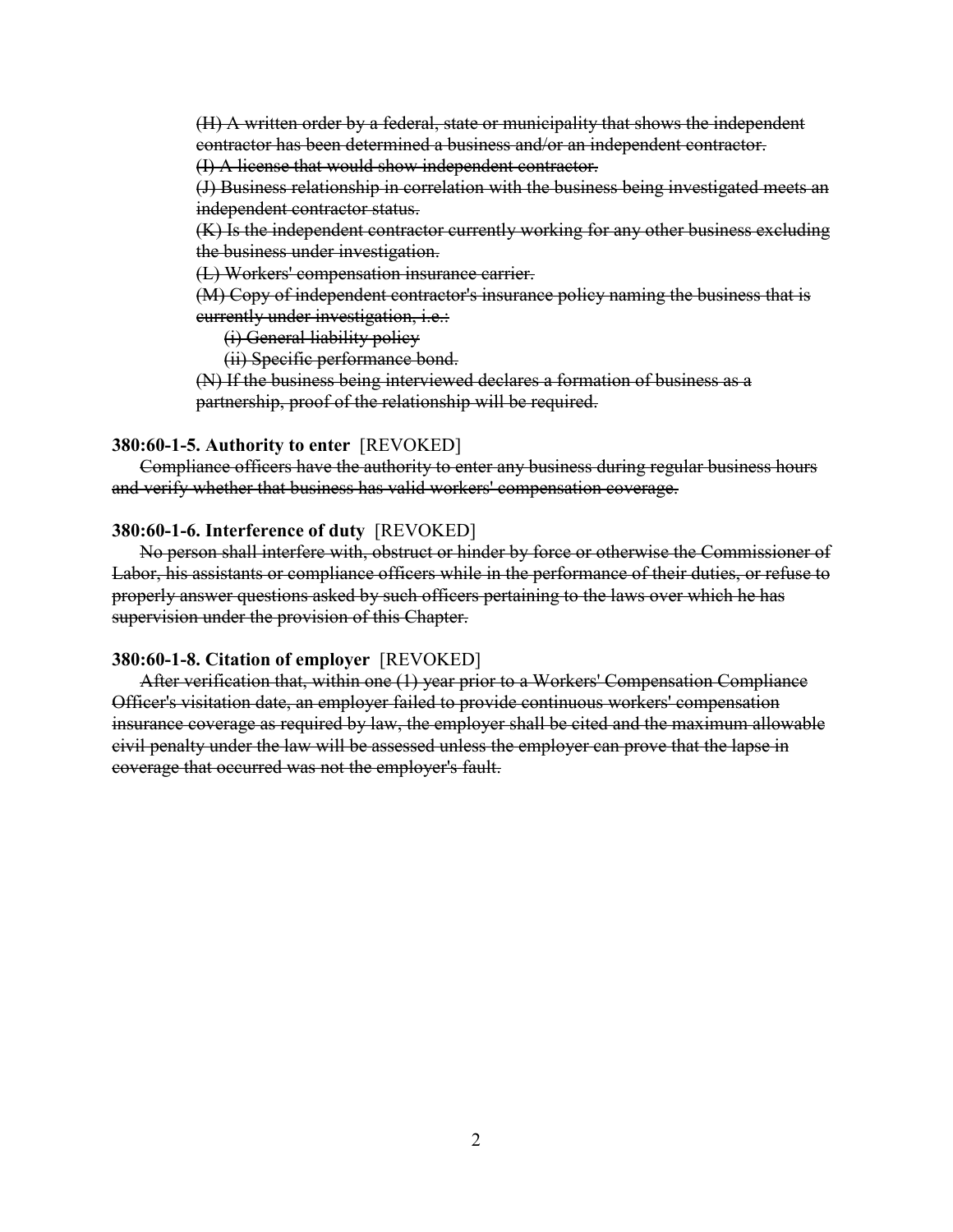~~(H) A written order by a federal, state or municipality that shows the independent contractor has been determined a business and/or an independent contractor.~~
~~(I) A license that would show independent contractor.~~
~~(J) Business relationship in correlation with the business being investigated meets an independent contractor status.~~
~~(K) Is the independent contractor currently working for any other business excluding the business under investigation.~~
~~(L) Workers' compensation insurance carrier.~~
~~(M) Copy of independent contractor's insurance policy naming the business that is currently under investigation, i.e.:~~
~~(i) General liability policy~~
~~(ii) Specific performance bond.~~
~~(N) If the business being interviewed declares a formation of business as a partnership, proof of the relationship will be required.~~

**380:60-1-5. Authority to enter** [REVOKED]

~~Compliance officers have the authority to enter any business during regular business hours and verify whether that business has valid workers' compensation coverage.~~

**380:60-1-6. Interference of duty** [REVOKED]

~~No person shall interfere with, obstruct or hinder by force or otherwise the Commissioner of Labor, his assistants or compliance officers while in the performance of their duties, or refuse to properly answer questions asked by such officers pertaining to the laws over which he has supervision under the provision of this Chapter.~~

**380:60-1-8. Citation of employer** [REVOKED]

~~After verification that, within one (1) year prior to a Workers' Compensation Compliance Officer's visitation date, an employer failed to provide continuous workers' compensation insurance coverage as required by law, the employer shall be cited and the maximum allowable civil penalty under the law will be assessed unless the employer can prove that the lapse in coverage that occurred was not the employer's fault.~~